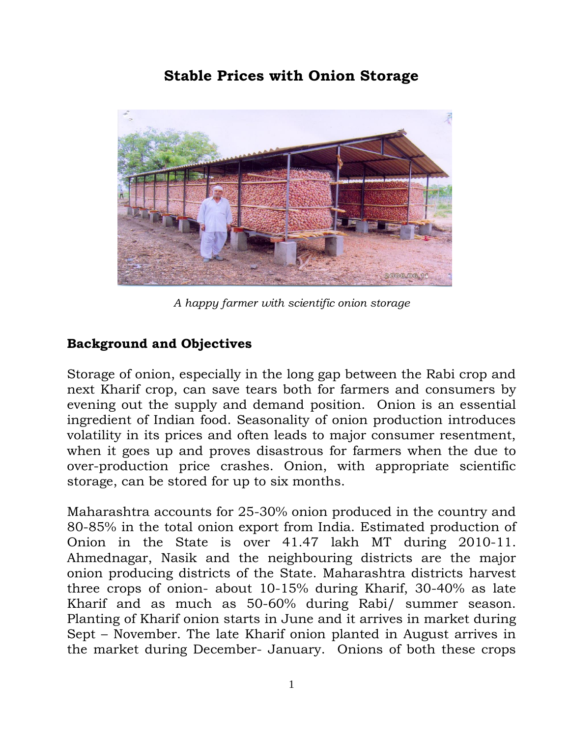# Stable Prices with Onion Storage

*A happy farmer with scientific onion storage*

## Background and Objectives

Storage of onion, especially in the long gap between the Rabi crop and next Kharif crop, can save tears both for farmers and consumers by evening out the supply and demand position. Onion is an essential ingredient of Indian food. Seasonality of onion production introduces volatility in its prices and often leads to major consumer resentment, when it goes up and proves disastrous for farmers when the due to over-production price crashes. Onion, with appropriate scientific storage, can be stored for up to six months.

Maharashtra accounts for 25-30% onion produced in the country and 80-85% in the total onion export from India. Estimated production of Onion in the State is over 41.47 lakh MT during 2010-11. Ahmednagar, Nasik and the neighbouring districts are the major onion producing districts of the State. Maharashtra districts harvest three crops of onion- about 10-15% during Kharif, 30-40% as late Kharif and as much as 50-60% during Rabi/ summer season. Planting of Kharif onion starts in June and it arrives in market during Sept – November. The late Kharif onion planted in August arrives in the market during December- January. Onions of both these crops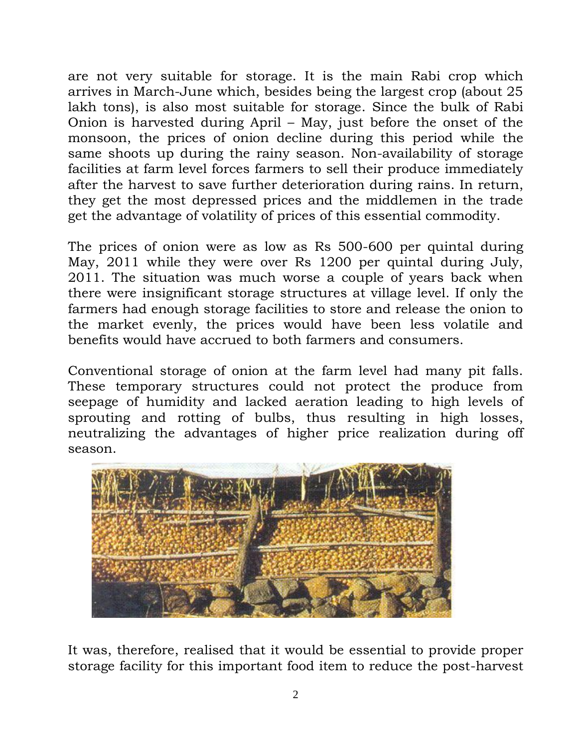are not very suitable for storage. It is the main Rabi crop which arrives in March-June which, besides being the largest crop (about 25 lakh tons), is also most suitable for storage. Since the bulk of Rabi Onion is harvested during April – May, just before the onset of the monsoon, the prices of onion decline during this period while the same shoots up during the rainy season. Non-availability of storage facilities at farm level forces farmers to sell their produce immediately after the harvest to save further deterioration during rains. In return, they get the most depressed prices and the middlemen in the trade get the advantage of volatility of prices of this essential commodity.

The prices of onion were as low as Rs 500-600 per quintal during May, 2011 while they were over Rs 1200 per quintal during July, 2011. The situation was much worse a couple of years back when there were insignificant storage structures at village level. If only the farmers had enough storage facilities to store and release the onion to the market evenly, the prices would have been less volatile and benefits would have accrued to both farmers and consumers.

Conventional storage of onion at the farm level had many pit falls. These temporary structures could not protect the produce from seepage of humidity and lacked aeration leading to high levels of sprouting and rotting of bulbs, thus resulting in high losses, neutralizing the advantages of higher price realization during off season.

It was, therefore, realised that it would be essential to provide proper storage facility for this important food item to reduce the post-harvest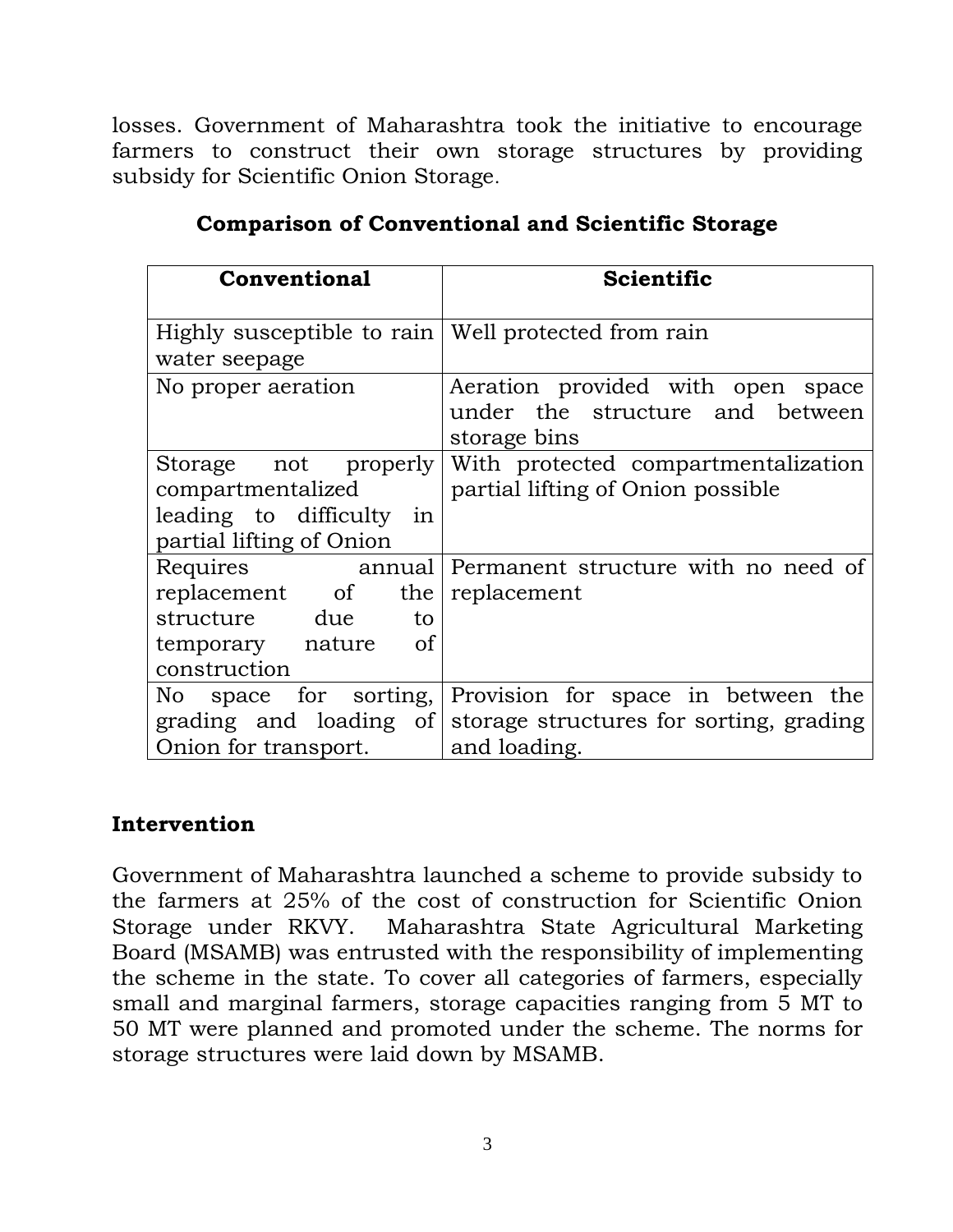losses. Government of Maharashtra took the initiative to encourage farmers to construct their own storage structures by providing subsidy for Scientific Onion Storage.

**Comparison of Conventional and Scientific Storage**

| Conventional | Scientific |
|---|---|
| Highly susceptible to rain water seepage | Well protected from rain |
| No proper aeration | Aeration provided with open space under the structure and between storage bins |
| Storage not properly compartmentalized leading to difficulty in partial lifting of Onion | With protected compartmentalization partial lifting of Onion possible |
| Requires annual replacement of the structure due to temporary nature of construction | Permanent structure with no need of replacement |
| No space for sorting, grading and loading of Onion for transport. | Provision for space in between the storage structures for sorting, grading and loading. |

## Intervention

Government of Maharashtra launched a scheme to provide subsidy to the farmers at 25% of the cost of construction for Scientific Onion Storage under RKVY. Maharashtra State Agricultural Marketing Board (MSAMB) was entrusted with the responsibility of implementing the scheme in the state. To cover all categories of farmers, especially small and marginal farmers, storage capacities ranging from 5 MT to 50 MT were planned and promoted under the scheme. The norms for storage structures were laid down by MSAMB.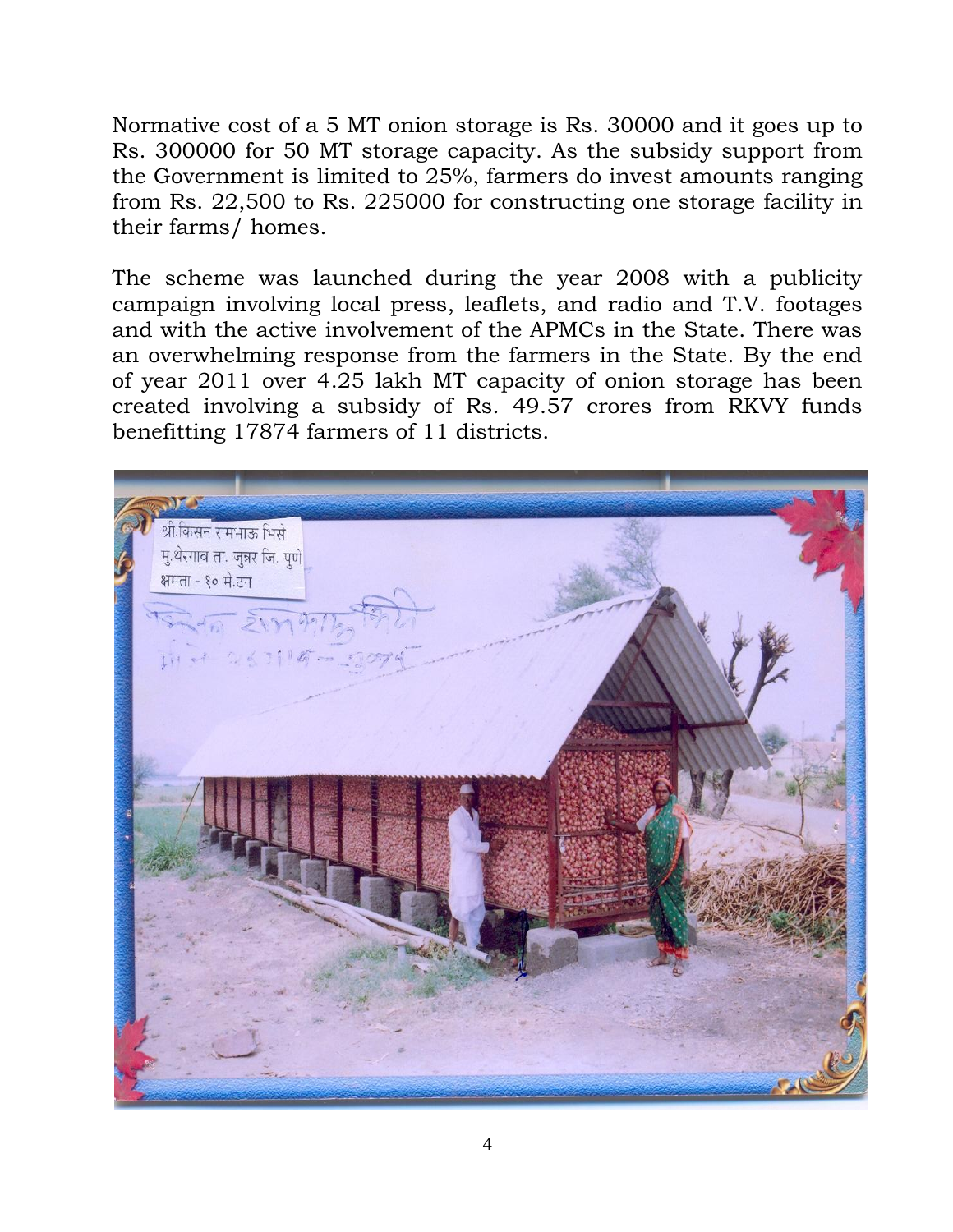Normative cost of a 5 MT onion storage is Rs. 30000 and it goes up to Rs. 300000 for 50 MT storage capacity. As the subsidy support from the Government is limited to 25%, farmers do invest amounts ranging from Rs. 22,500 to Rs. 225000 for constructing one storage facility in their farms/ homes.

The scheme was launched during the year 2008 with a publicity campaign involving local press, leaflets, and radio and T.V. footages and with the active involvement of the APMCs in the State. There was an overwhelming response from the farmers in the State. By the end of year 2011 over 4.25 lakh MT capacity of onion storage has been created involving a subsidy of Rs. 49.57 crores from RKVY funds benefitting 17874 farmers of 11 districts.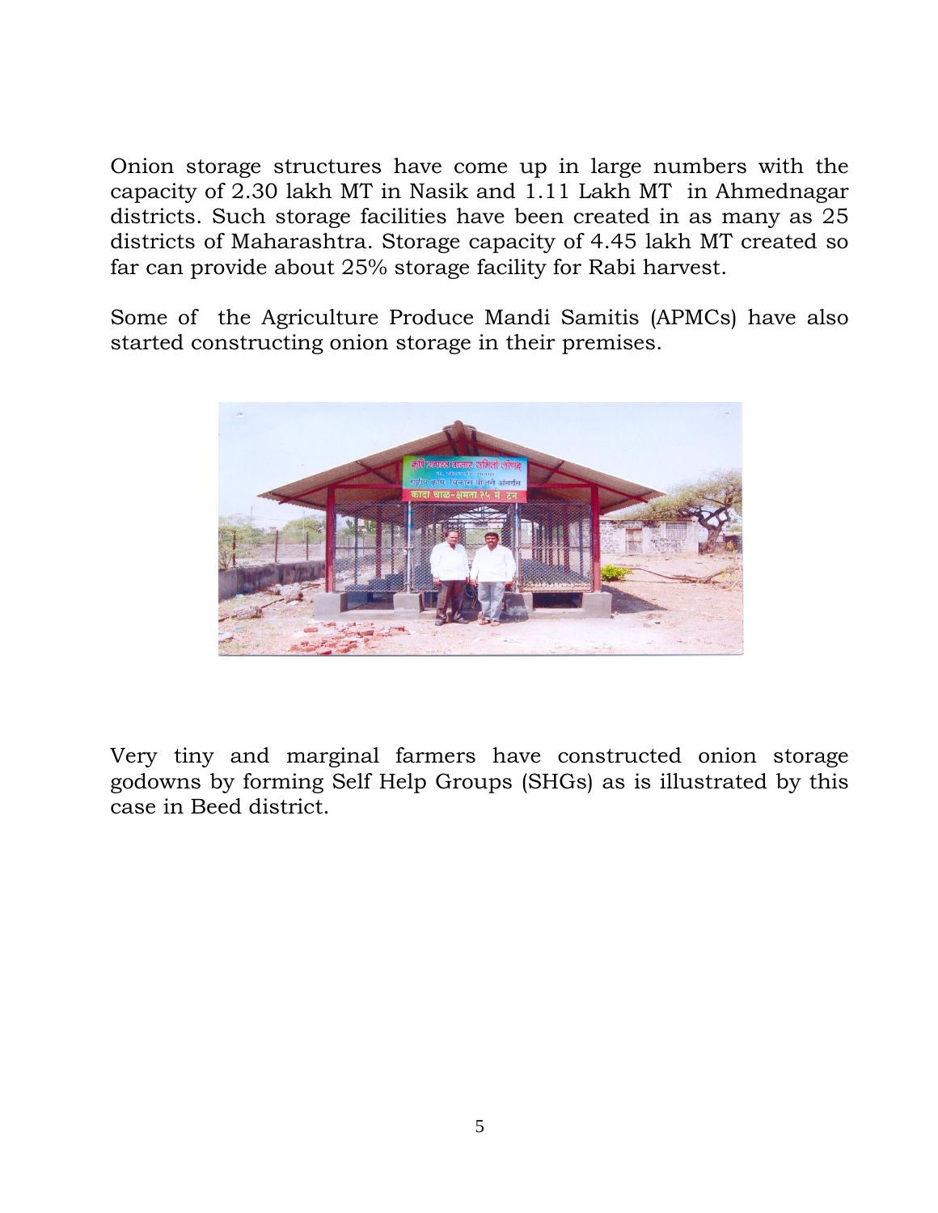Onion storage structures have come up in large numbers with the capacity of 2.30 lakh MT in Nasik and 1.11 Lakh MT in Ahmednagar districts. Such storage facilities have been created in as many as 25 districts of Maharashtra. Storage capacity of 4.45 lakh MT created so far can provide about 25% storage facility for Rabi harvest.

Some of the Agriculture Produce Mandi Samitis (APMCs) have also started constructing onion storage in their premises.

Very tiny and marginal farmers have constructed onion storage godowns by forming Self Help Groups (SHGs) as is illustrated by this case in Beed district.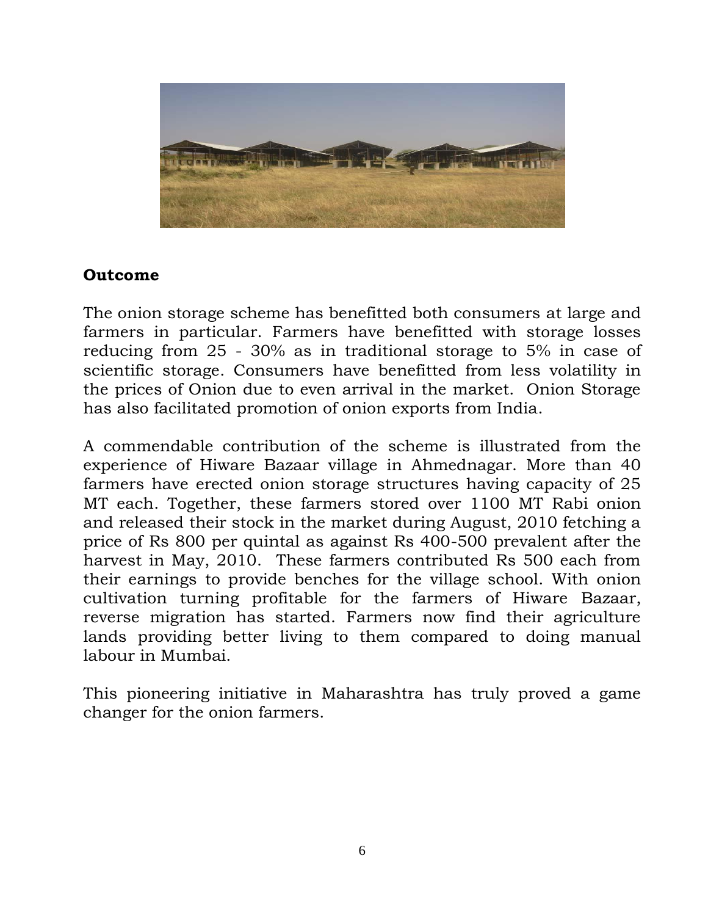## Outcome

The onion storage scheme has benefitted both consumers at large and farmers in particular. Farmers have benefitted with storage losses reducing from 25 - 30% as in traditional storage to 5% in case of scientific storage. Consumers have benefitted from less volatility in the prices of Onion due to even arrival in the market. Onion Storage has also facilitated promotion of onion exports from India.

A commendable contribution of the scheme is illustrated from the experience of Hiware Bazaar village in Ahmednagar. More than 40 farmers have erected onion storage structures having capacity of 25 MT each. Together, these farmers stored over 1100 MT Rabi onion and released their stock in the market during August, 2010 fetching a price of Rs 800 per quintal as against Rs 400-500 prevalent after the harvest in May, 2010. These farmers contributed Rs 500 each from their earnings to provide benches for the village school. With onion cultivation turning profitable for the farmers of Hiware Bazaar, reverse migration has started. Farmers now find their agriculture lands providing better living to them compared to doing manual labour in Mumbai.

This pioneering initiative in Maharashtra has truly proved a game changer for the onion farmers.